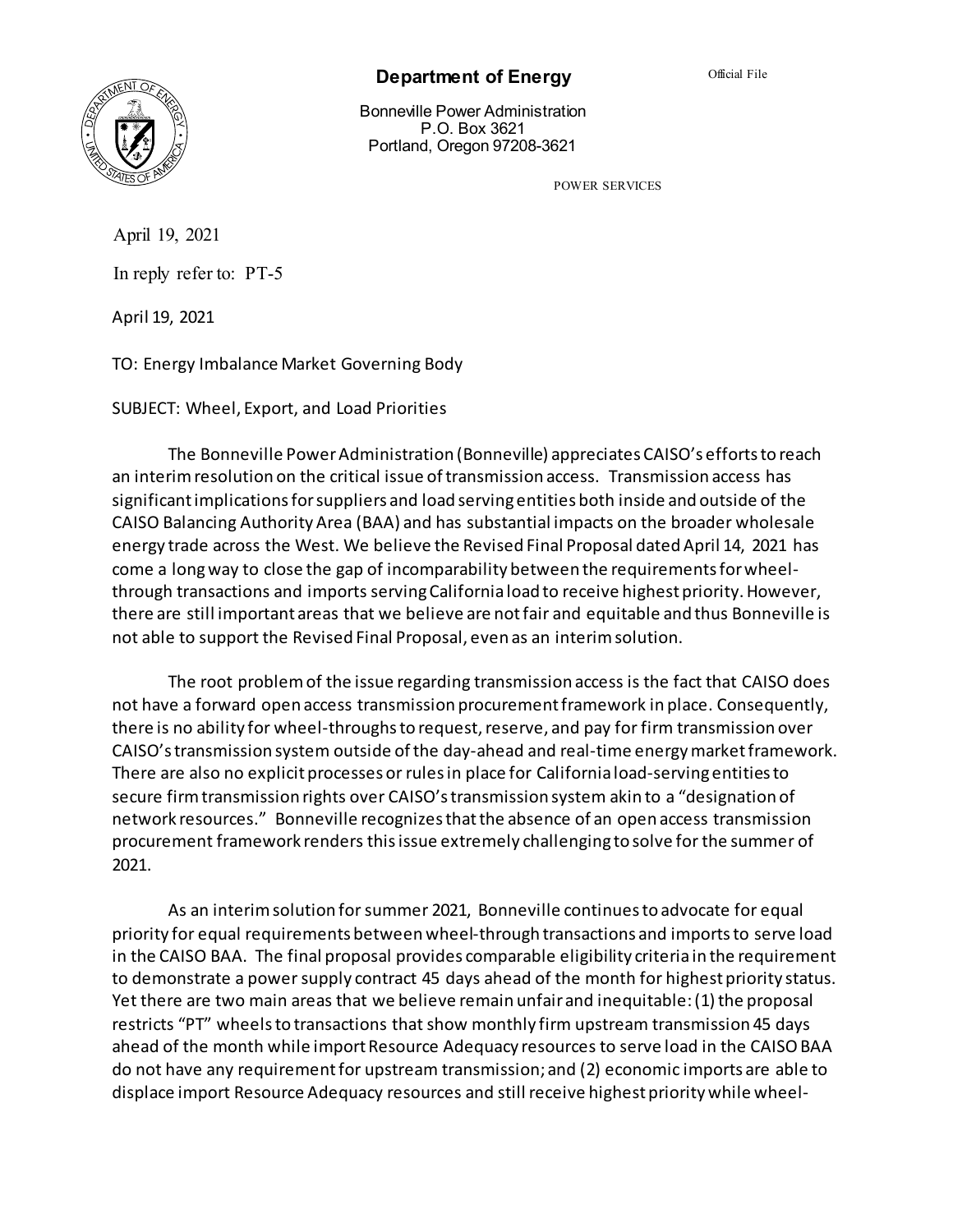# Department of Energy

Official File

Bonneville Power Administration
P.O. Box 3621
Portland, Oregon 97208-3621

POWER SERVICES

April 19, 2021

In reply refer to: PT-5

April 19, 2021

TO: Energy Imbalance Market Governing Body

SUBJECT: Wheel, Export, and Load Priorities

The Bonneville Power Administration (Bonneville) appreciates CAISO's efforts to reach an interim resolution on the critical issue of transmission access. Transmission access has significant implications for suppliers and load serving entities both inside and outside of the CAISO Balancing Authority Area (BAA) and has substantial impacts on the broader wholesale energy trade across the West. We believe the Revised Final Proposal dated April 14, 2021 has come a long way to close the gap of incomparability between the requirements for wheel-through transactions and imports serving California load to receive highest priority. However, there are still important areas that we believe are not fair and equitable and thus Bonneville is not able to support the Revised Final Proposal, even as an interim solution.

The root problem of the issue regarding transmission access is the fact that CAISO does not have a forward open access transmission procurement framework in place. Consequently, there is no ability for wheel-throughs to request, reserve, and pay for firm transmission over CAISO's transmission system outside of the day-ahead and real-time energy market framework. There are also no explicit processes or rules in place for California load-serving entities to secure firm transmission rights over CAISO's transmission system akin to a "designation of network resources." Bonneville recognizes that the absence of an open access transmission procurement framework renders this issue extremely challenging to solve for the summer of 2021.

As an interim solution for summer 2021, Bonneville continues to advocate for equal priority for equal requirements between wheel-through transactions and imports to serve load in the CAISO BAA. The final proposal provides comparable eligibility criteria in the requirement to demonstrate a power supply contract 45 days ahead of the month for highest priority status. Yet there are two main areas that we believe remain unfair and inequitable: (1) the proposal restricts "PT" wheels to transactions that show monthly firm upstream transmission 45 days ahead of the month while import Resource Adequacy resources to serve load in the CAISO BAA do not have any requirement for upstream transmission; and (2) economic imports are able to displace import Resource Adequacy resources and still receive highest priority while wheel-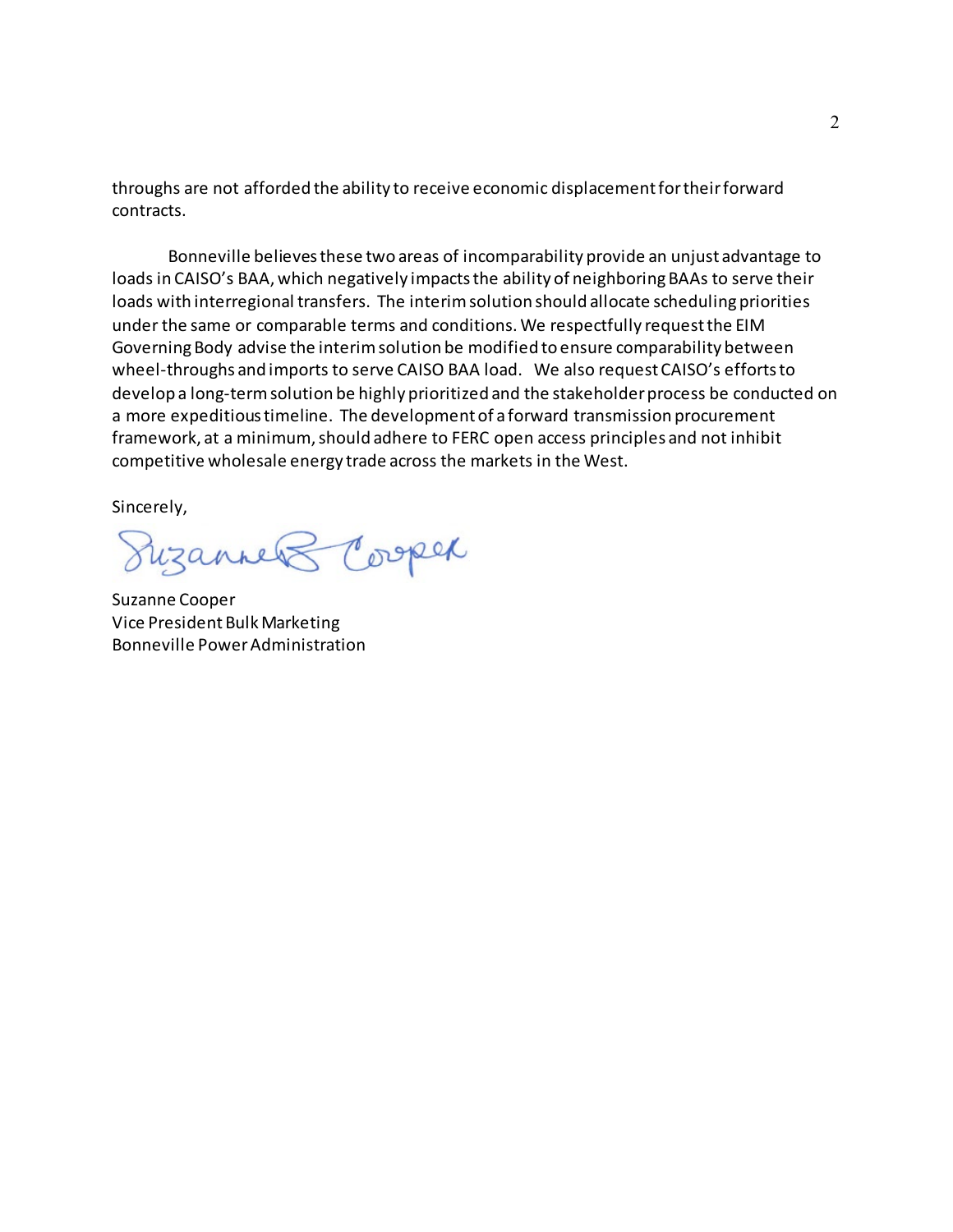throughs are not afforded the ability to receive economic displacement for their forward contracts.

Bonneville believes these two areas of incomparability provide an unjust advantage to loads in CAISO's BAA, which negatively impacts the ability of neighboring BAAs to serve their loads with interregional transfers. The interim solution should allocate scheduling priorities under the same or comparable terms and conditions. We respectfully request the EIM Governing Body advise the interim solution be modified to ensure comparability between wheel-throughs and imports to serve CAISO BAA load. We also request CAISO's efforts to develop a long-term solution be highly prioritized and the stakeholder process be conducted on a more expeditious timeline. The development of a forward transmission procurement framework, at a minimum, should adhere to FERC open access principles and not inhibit competitive wholesale energy trade across the markets in the West.

Sincerely,

Suzanne Cooper
Vice President Bulk Marketing
Bonneville Power Administration